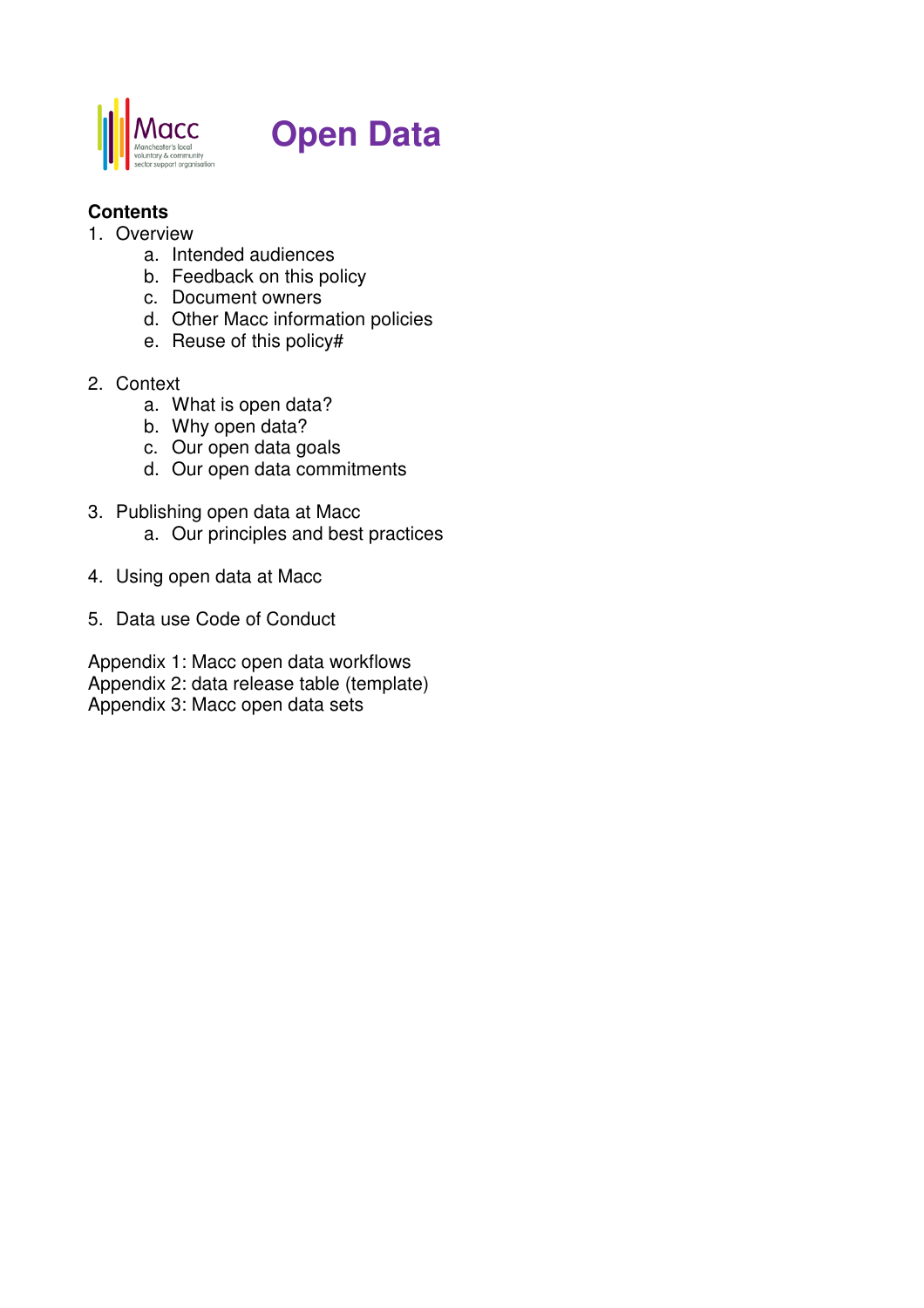# Open Data

**Contents**

1. Overview
    a. Intended audiences
    b. Feedback on this policy
    c. Document owners
    d. Other Macc information policies
    e. Reuse of this policy#

2. Context
    a. What is open data?
    b. Why open data?
    c. Our open data goals
    d. Our open data commitments

3. Publishing open data at Macc
    a. Our principles and best practices

4. Using open data at Macc

5. Data use Code of Conduct

Appendix 1: Macc open data workflows
Appendix 2: data release table (template)
Appendix 3: Macc open data sets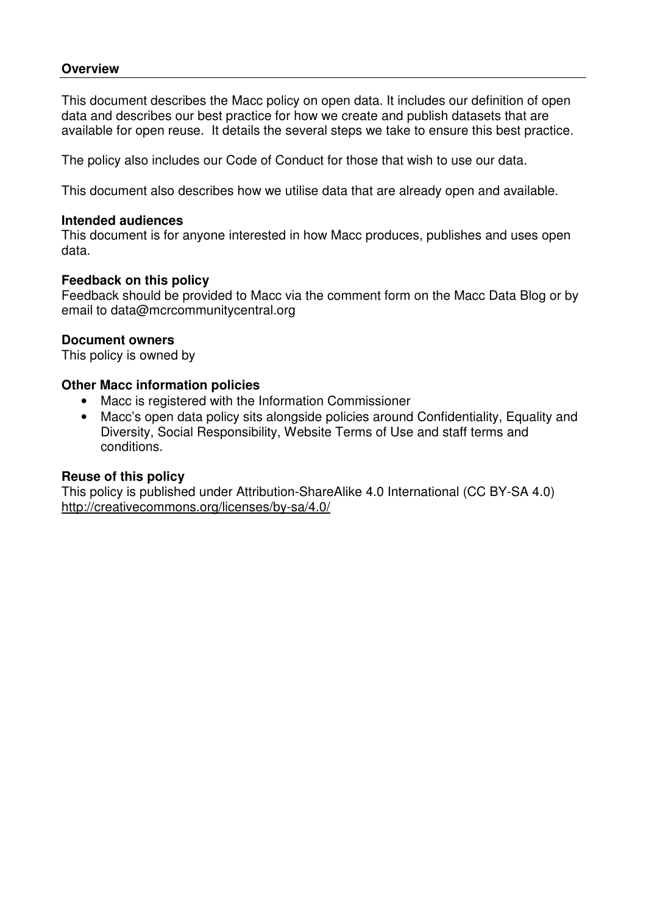## Overview

This document describes the Macc policy on open data. It includes our definition of open data and describes our best practice for how we create and publish datasets that are available for open reuse. It details the several steps we take to ensure this best practice.

The policy also includes our Code of Conduct for those that wish to use our data.

This document also describes how we utilise data that are already open and available.

### Intended audiences

This document is for anyone interested in how Macc produces, publishes and uses open data.

### Feedback on this policy

Feedback should be provided to Macc via the comment form on the Macc Data Blog or by email to data@mcrcommunitycentral.org

### Document owners

This policy is owned by

### Other Macc information policies

- Macc is registered with the Information Commissioner
- Macc's open data policy sits alongside policies around Confidentiality, Equality and Diversity, Social Responsibility, Website Terms of Use and staff terms and conditions.

### Reuse of this policy

This policy is published under Attribution-ShareAlike 4.0 International (CC BY-SA 4.0) http://creativecommons.org/licenses/by-sa/4.0/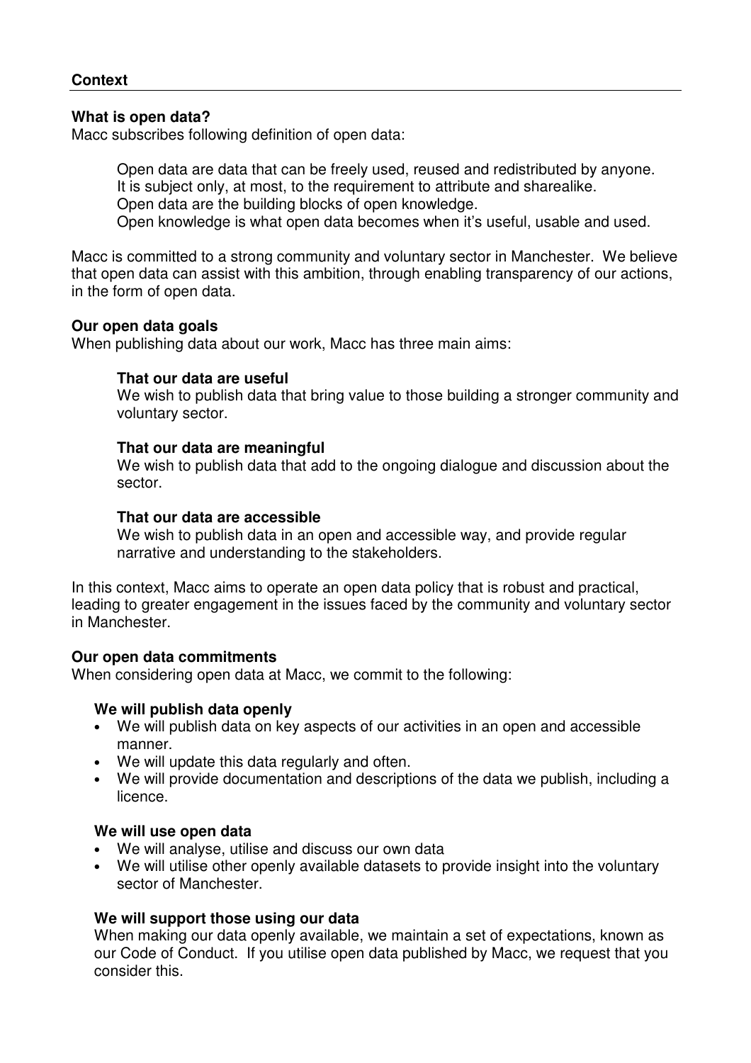## Context

### What is open data?

Macc subscribes following definition of open data:

> Open data are data that can be freely used, reused and redistributed by anyone.
> It is subject only, at most, to the requirement to attribute and sharealike.
> Open data are the building blocks of open knowledge.
> Open knowledge is what open data becomes when it's useful, usable and used.

Macc is committed to a strong community and voluntary sector in Manchester. We believe that open data can assist with this ambition, through enabling transparency of our actions, in the form of open data.

### Our open data goals

When publishing data about our work, Macc has three main aims:

**That our data are useful**
We wish to publish data that bring value to those building a stronger community and voluntary sector.

**That our data are meaningful**
We wish to publish data that add to the ongoing dialogue and discussion about the sector.

**That our data are accessible**
We wish to publish data in an open and accessible way, and provide regular narrative and understanding to the stakeholders.

In this context, Macc aims to operate an open data policy that is robust and practical, leading to greater engagement in the issues faced by the community and voluntary sector in Manchester.

### Our open data commitments

When considering open data at Macc, we commit to the following:

**We will publish data openly**

- We will publish data on key aspects of our activities in an open and accessible manner.
- We will update this data regularly and often.
- We will provide documentation and descriptions of the data we publish, including a licence.

**We will use open data**

- We will analyse, utilise and discuss our own data
- We will utilise other openly available datasets to provide insight into the voluntary sector of Manchester.

**We will support those using our data**
When making our data openly available, we maintain a set of expectations, known as our Code of Conduct. If you utilise open data published by Macc, we request that you consider this.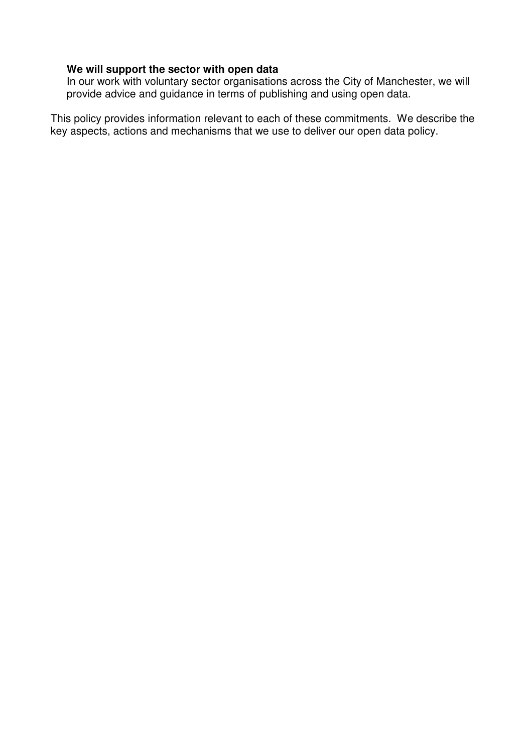**We will support the sector with open data**
In our work with voluntary sector organisations across the City of Manchester, we will provide advice and guidance in terms of publishing and using open data.

This policy provides information relevant to each of these commitments. We describe the key aspects, actions and mechanisms that we use to deliver our open data policy.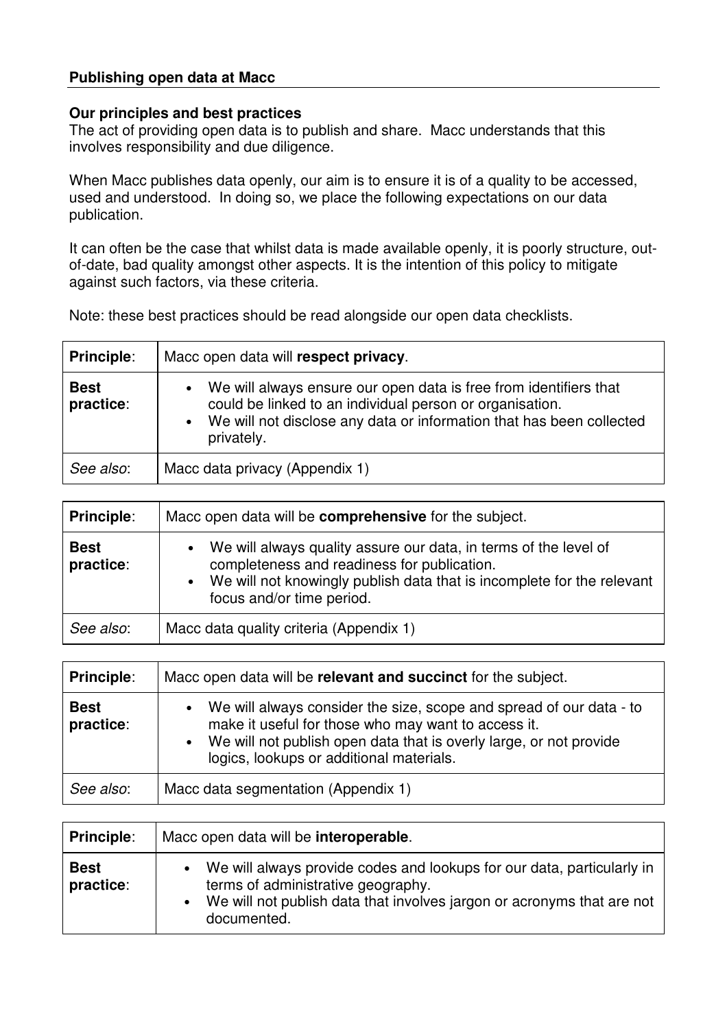## Publishing open data at Macc

### Our principles and best practices

The act of providing open data is to publish and share. Macc understands that this involves responsibility and due diligence.

When Macc publishes data openly, our aim is to ensure it is of a quality to be accessed, used and understood. In doing so, we place the following expectations on our data publication.

It can often be the case that whilst data is made available openly, it is poorly structure, out-of-date, bad quality amongst other aspects. It is the intention of this policy to mitigate against such factors, via these criteria.

Note: these best practices should be read alongside our open data checklists.

| **Principle**: | Macc open data will **respect privacy**. |
|---|---|
| **Best practice**: | • We will always ensure our open data is free from identifiers that could be linked to an individual person or organisation.<br>• We will not disclose any data or information that has been collected privately. |
| *See also*: | Macc data privacy (Appendix 1) |

| **Principle**: | Macc open data will be **comprehensive** for the subject. |
|---|---|
| **Best practice**: | • We will always quality assure our data, in terms of the level of completeness and readiness for publication.<br>• We will not knowingly publish data that is incomplete for the relevant focus and/or time period. |
| *See also*: | Macc data quality criteria (Appendix 1) |

| **Principle**: | Macc open data will be **relevant and succinct** for the subject. |
|---|---|
| **Best practice**: | • We will always consider the size, scope and spread of our data - to make it useful for those who may want to access it.<br>• We will not publish open data that is overly large, or not provide logics, lookups or additional materials. |
| *See also*: | Macc data segmentation (Appendix 1) |

| **Principle**: | Macc open data will be **interoperable**. |
|---|---|
| **Best practice**: | • We will always provide codes and lookups for our data, particularly in terms of administrative geography.<br>• We will not publish data that involves jargon or acronyms that are not documented. |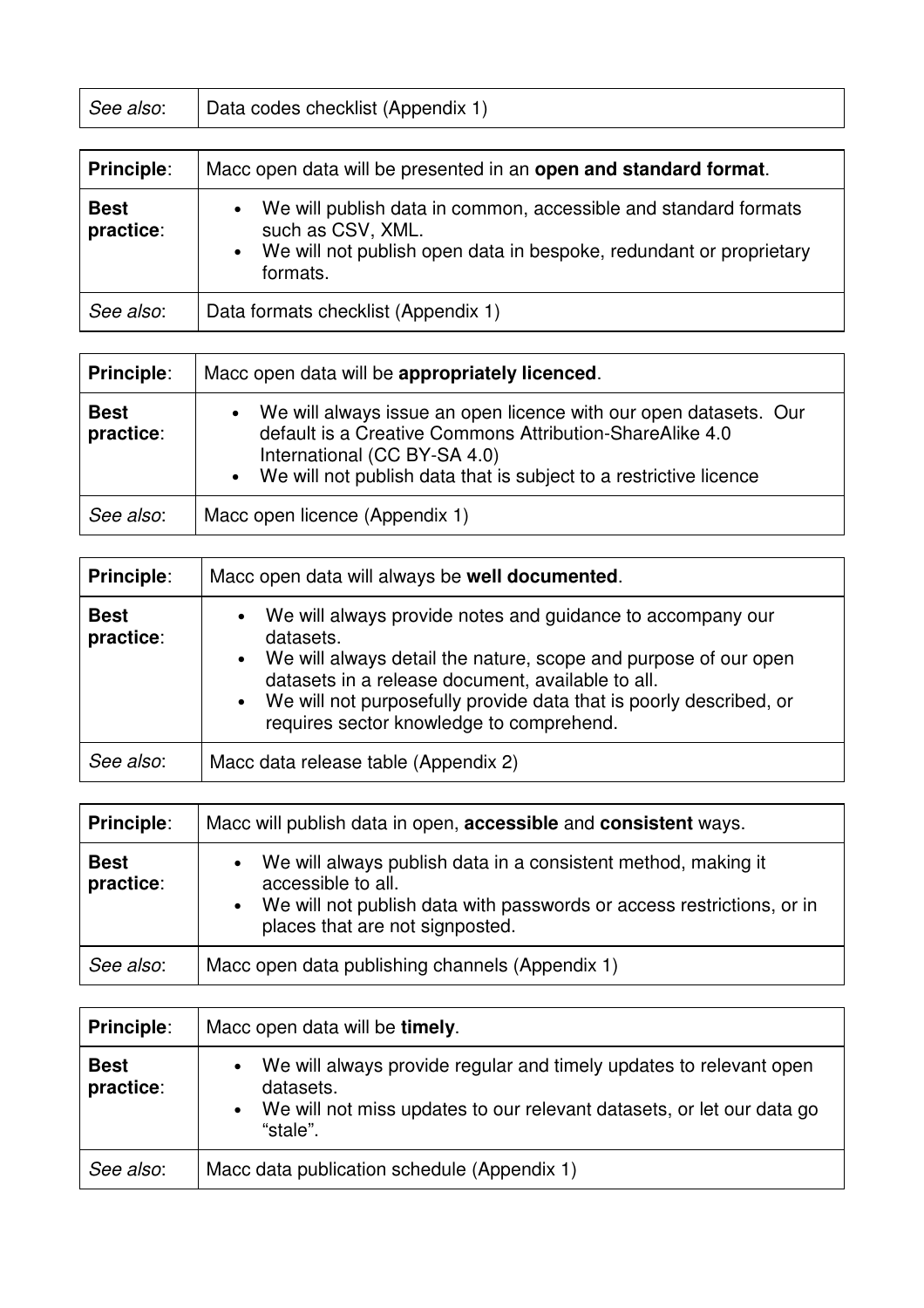| *See also*: | Data codes checklist (Appendix 1) |
| --- | --- |

| **Principle**: | Macc open data will be presented in an **open and standard format**. |
| --- | --- |
| **Best practice**: | • We will publish data in common, accessible and standard formats such as CSV, XML.<br>• We will not publish open data in bespoke, redundant or proprietary formats. |
| *See also*: | Data formats checklist (Appendix 1) |

| **Principle**: | Macc open data will be **appropriately licenced**. |
| --- | --- |
| **Best practice**: | • We will always issue an open licence with our open datasets. Our default is a Creative Commons Attribution-ShareAlike 4.0 International (CC BY-SA 4.0)<br>• We will not publish data that is subject to a restrictive licence |
| *See also*: | Macc open licence (Appendix 1) |

| **Principle**: | Macc open data will always be **well documented**. |
| --- | --- |
| **Best practice**: | • We will always provide notes and guidance to accompany our datasets.<br>• We will always detail the nature, scope and purpose of our open datasets in a release document, available to all.<br>• We will not purposefully provide data that is poorly described, or requires sector knowledge to comprehend. |
| *See also*: | Macc data release table (Appendix 2) |

| **Principle**: | Macc will publish data in open, **accessible** and **consistent** ways. |
| --- | --- |
| **Best practice**: | • We will always publish data in a consistent method, making it accessible to all.<br>• We will not publish data with passwords or access restrictions, or in places that are not signposted. |
| *See also*: | Macc open data publishing channels (Appendix 1) |

| **Principle**: | Macc open data will be **timely**. |
| --- | --- |
| **Best practice**: | • We will always provide regular and timely updates to relevant open datasets.<br>• We will not miss updates to our relevant datasets, or let our data go "stale". |
| *See also*: | Macc data publication schedule (Appendix 1) |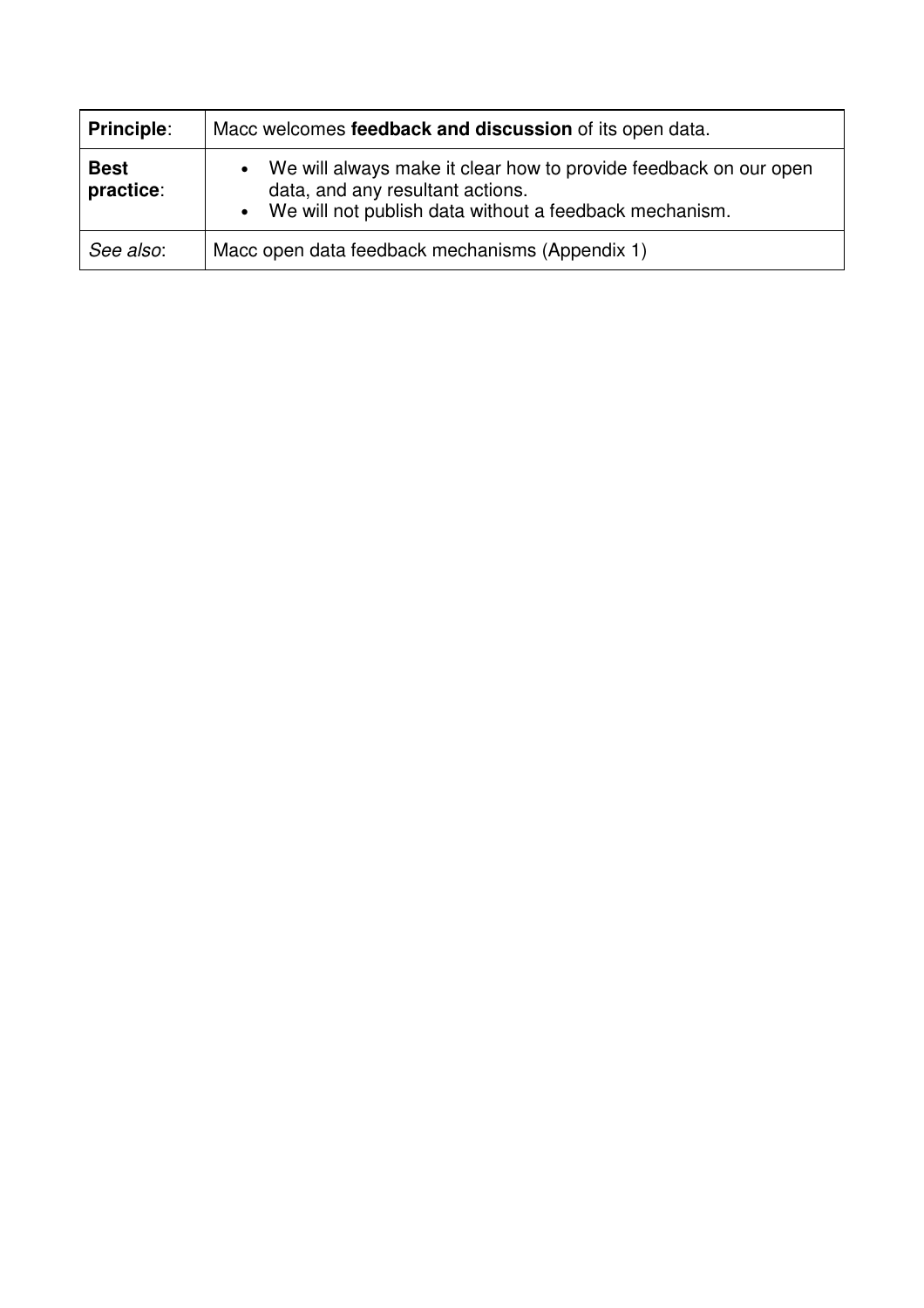| **Principle**: | Macc welcomes **feedback and discussion** of its open data. |
| --- | --- |
| **Best practice**: | • We will always make it clear how to provide feedback on our open data, and any resultant actions.<br>• We will not publish data without a feedback mechanism. |
| *See also*: | Macc open data feedback mechanisms (Appendix 1) |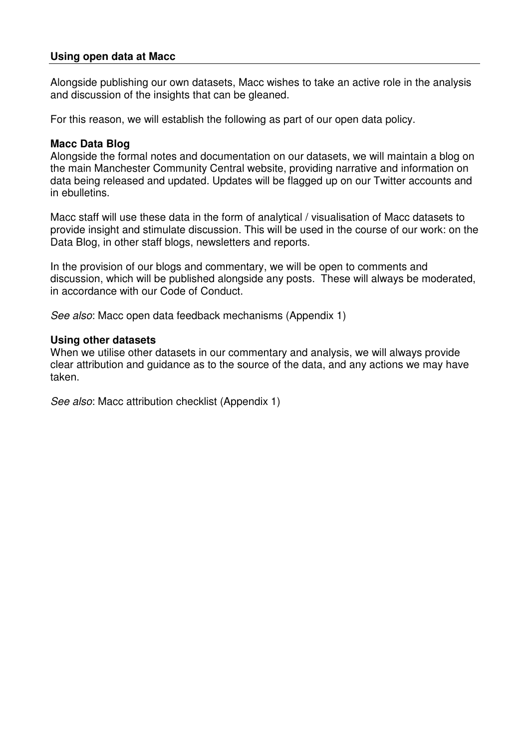## Using open data at Macc

Alongside publishing our own datasets, Macc wishes to take an active role in the analysis and discussion of the insights that can be gleaned.

For this reason, we will establish the following as part of our open data policy.

### Macc Data Blog

Alongside the formal notes and documentation on our datasets, we will maintain a blog on the main Manchester Community Central website, providing narrative and information on data being released and updated. Updates will be flagged up on our Twitter accounts and in ebulletins.

Macc staff will use these data in the form of analytical / visualisation of Macc datasets to provide insight and stimulate discussion. This will be used in the course of our work: on the Data Blog, in other staff blogs, newsletters and reports.

In the provision of our blogs and commentary, we will be open to comments and discussion, which will be published alongside any posts. These will always be moderated, in accordance with our Code of Conduct.

*See also*: Macc open data feedback mechanisms (Appendix 1)

### Using other datasets

When we utilise other datasets in our commentary and analysis, we will always provide clear attribution and guidance as to the source of the data, and any actions we may have taken.

*See also*: Macc attribution checklist (Appendix 1)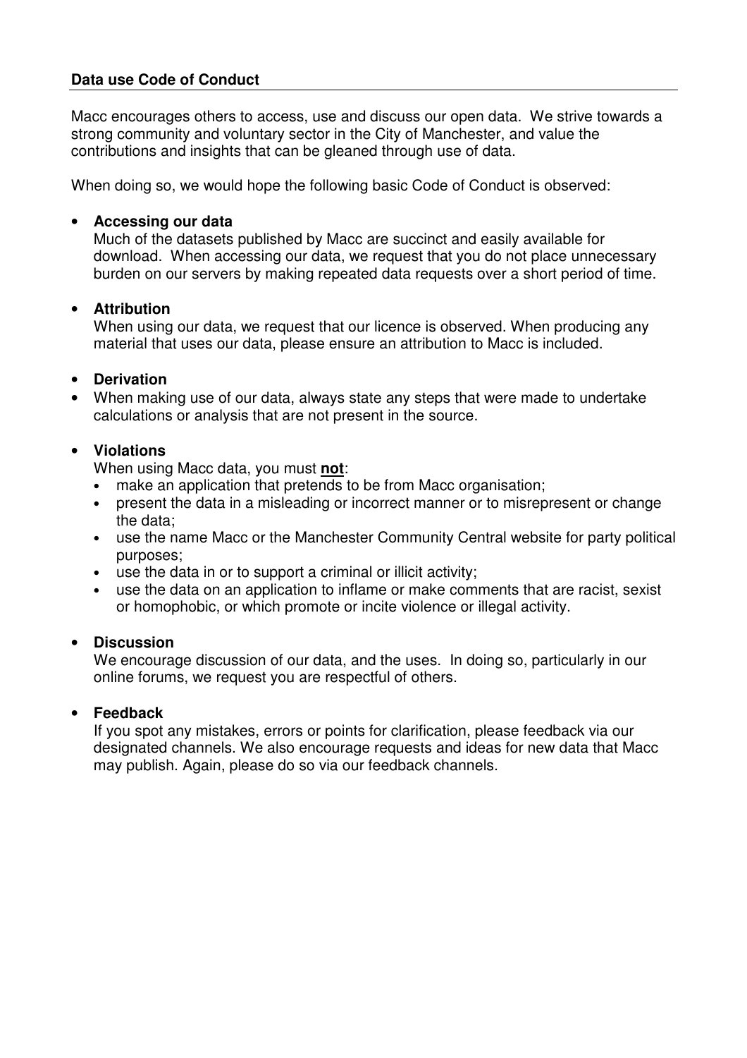**Data use Code of Conduct**

Macc encourages others to access, use and discuss our open data. We strive towards a strong community and voluntary sector in the City of Manchester, and value the contributions and insights that can be gleaned through use of data.

When doing so, we would hope the following basic Code of Conduct is observed:

- **Accessing our data**
  Much of the datasets published by Macc are succinct and easily available for download. When accessing our data, we request that you do not place unnecessary burden on our servers by making repeated data requests over a short period of time.

- **Attribution**
  When using our data, we request that our licence is observed. When producing any material that uses our data, please ensure an attribution to Macc is included.

- **Derivation**
- When making use of our data, always state any steps that were made to undertake calculations or analysis that are not present in the source.

- **Violations**
  When using Macc data, you must **not**:
  - make an application that pretends to be from Macc organisation;
  - present the data in a misleading or incorrect manner or to misrepresent or change the data;
  - use the name Macc or the Manchester Community Central website for party political purposes;
  - use the data in or to support a criminal or illicit activity;
  - use the data on an application to inflame or make comments that are racist, sexist or homophobic, or which promote or incite violence or illegal activity.

- **Discussion**
  We encourage discussion of our data, and the uses. In doing so, particularly in our online forums, we request you are respectful of others.

- **Feedback**
  If you spot any mistakes, errors or points for clarification, please feedback via our designated channels. We also encourage requests and ideas for new data that Macc may publish. Again, please do so via our feedback channels.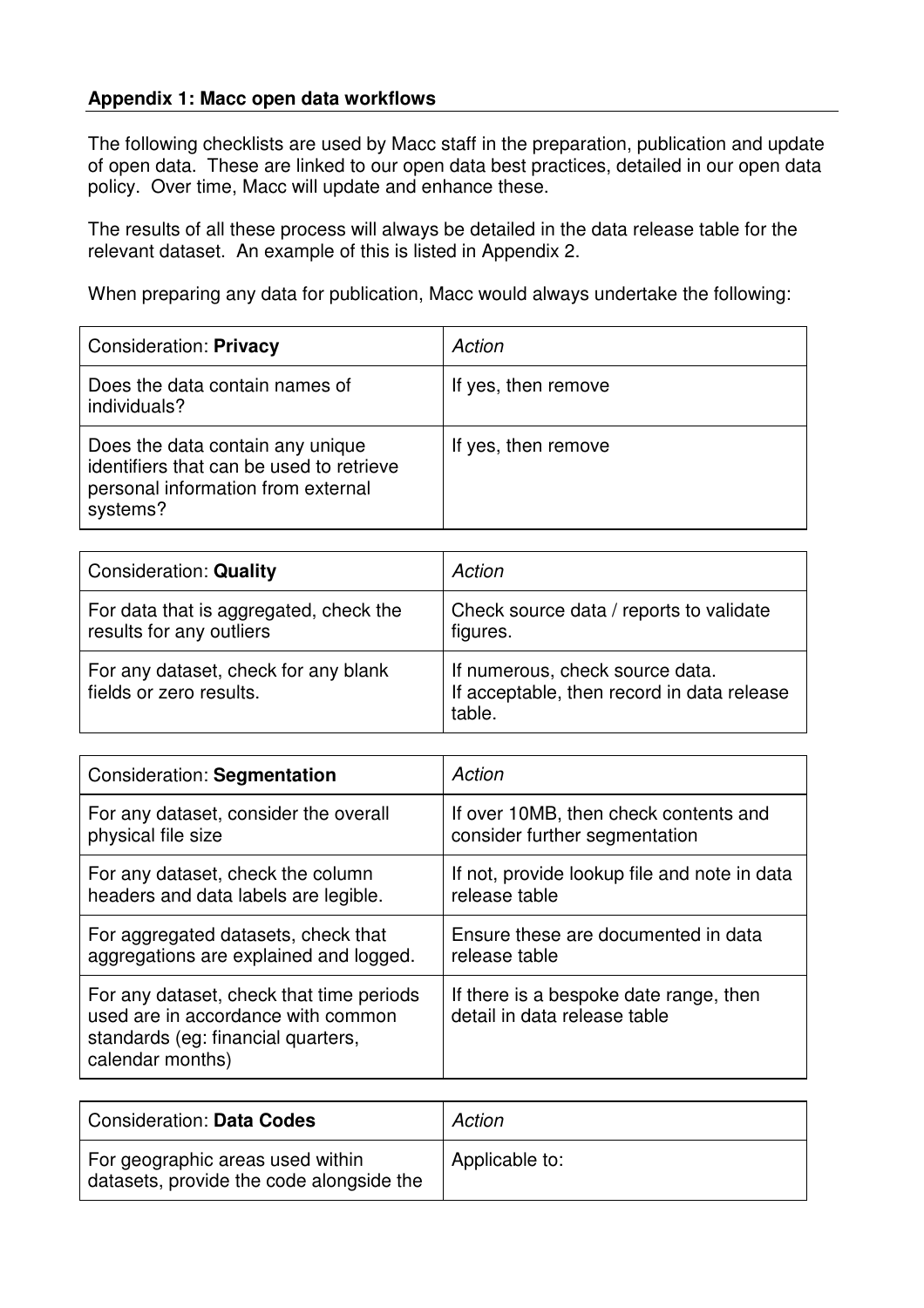### Appendix 1: Macc open data workflows

The following checklists are used by Macc staff in the preparation, publication and update of open data. These are linked to our open data best practices, detailed in our open data policy. Over time, Macc will update and enhance these.

The results of all these process will always be detailed in the data release table for the relevant dataset. An example of this is listed in Appendix 2.

When preparing any data for publication, Macc would always undertake the following:

| Consideration: **Privacy** | *Action* |
| --- | --- |
| Does the data contain names of individuals? | If yes, then remove |
| Does the data contain any unique identifiers that can be used to retrieve personal information from external systems? | If yes, then remove |

| Consideration: **Quality** | *Action* |
| --- | --- |
| For data that is aggregated, check the results for any outliers | Check source data / reports to validate figures. |
| For any dataset, check for any blank fields or zero results. | If numerous, check source data. If acceptable, then record in data release table. |

| Consideration: **Segmentation** | *Action* |
| --- | --- |
| For any dataset, consider the overall physical file size | If over 10MB, then check contents and consider further segmentation |
| For any dataset, check the column headers and data labels are legible. | If not, provide lookup file and note in data release table |
| For aggregated datasets, check that aggregations are explained and logged. | Ensure these are documented in data release table |
| For any dataset, check that time periods used are in accordance with common standards (eg: financial quarters, calendar months) | If there is a bespoke date range, then detail in data release table |

| Consideration: **Data Codes** | *Action* |
| --- | --- |
| For geographic areas used within datasets, provide the code alongside the | Applicable to: |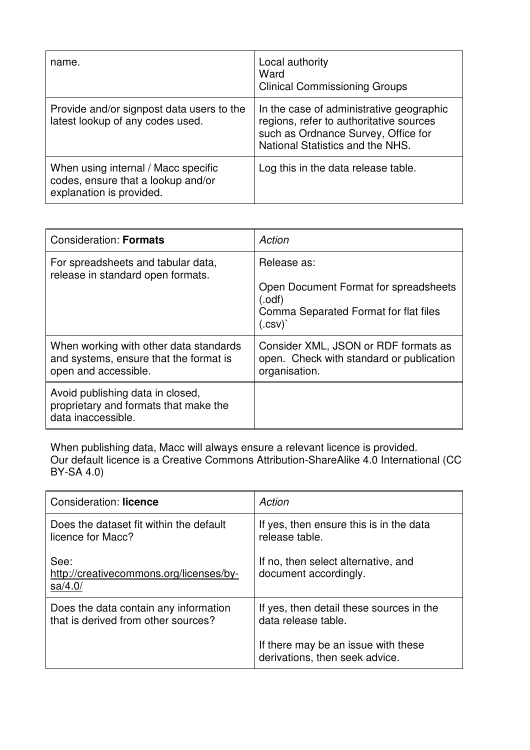| name. | Local authority<br>Ward<br>Clinical Commissioning Groups |
|---|---|
| Provide and/or signpost data users to the latest lookup of any codes used. | In the case of administrative geographic regions, refer to authoritative sources such as Ordnance Survey, Office for National Statistics and the NHS. |
| When using internal / Macc specific codes, ensure that a lookup and/or explanation is provided. | Log this in the data release table. |

| Consideration: **Formats** | *Action* |
|---|---|
| For spreadsheets and tabular data, release in standard open formats. | Release as:<br><br>Open Document Format for spreadsheets (.odf)<br>Comma Separated Format for flat files (.csv)` |
| When working with other data standards and systems, ensure that the format is open and accessible. | Consider XML, JSON or RDF formats as open. Check with standard or publication organisation. |
| Avoid publishing data in closed, proprietary and formats that make the data inaccessible. | |

When publishing data, Macc will always ensure a relevant licence is provided.
Our default licence is a Creative Commons Attribution-ShareAlike 4.0 International (CC BY-SA 4.0)

| Consideration: **licence** | *Action* |
|---|---|
| Does the dataset fit within the default licence for Macc?<br><br>See:<br>http://creativecommons.org/licenses/by-sa/4.0/ | If yes, then ensure this is in the data release table.<br><br>If no, then select alternative, and document accordingly. |
| Does the data contain any information that is derived from other sources? | If yes, then detail these sources in the data release table.<br><br>If there may be an issue with these derivations, then seek advice. |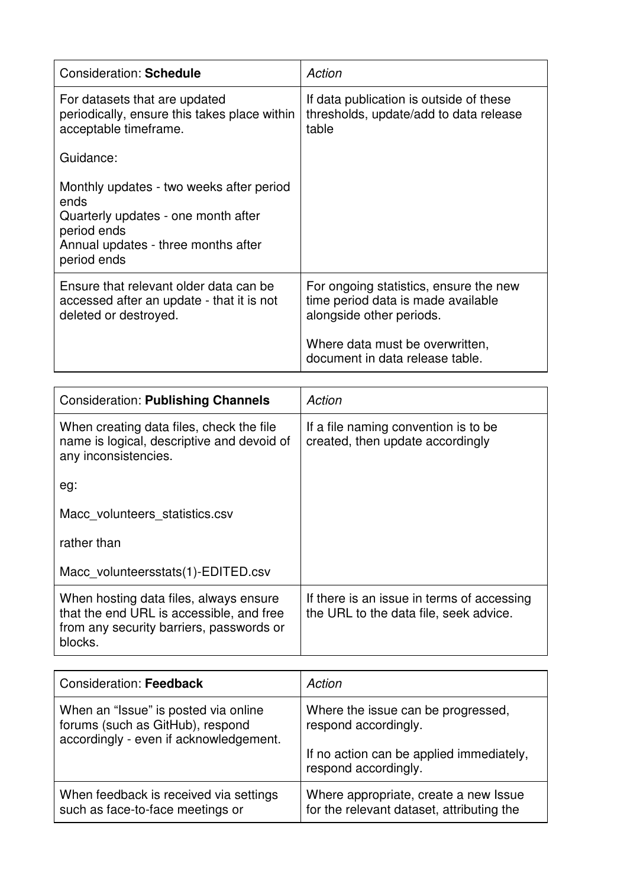| Consideration: **Schedule** | *Action* |
| --- | --- |
| For datasets that are updated periodically, ensure this takes place within acceptable timeframe.<br><br>Guidance:<br><br>Monthly updates - two weeks after period ends<br>Quarterly updates - one month after period ends<br>Annual updates - three months after period ends | If data publication is outside of these thresholds, update/add to data release table |
| Ensure that relevant older data can be accessed after an update - that it is not deleted or destroyed. | For ongoing statistics, ensure the new time period data is made available alongside other periods.<br><br>Where data must be overwritten, document in data release table. |

| Consideration: **Publishing Channels** | *Action* |
| --- | --- |
| When creating data files, check the file name is logical, descriptive and devoid of any inconsistencies.<br><br>eg:<br><br>Macc_volunteers_statistics.csv<br><br>rather than<br><br>Macc_volunteersstats(1)-EDITED.csv | If a file naming convention is to be created, then update accordingly |
| When hosting data files, always ensure that the end URL is accessible, and free from any security barriers, passwords or blocks. | If there is an issue in terms of accessing the URL to the data file, seek advice. |

| Consideration: **Feedback** | *Action* |
| --- | --- |
| When an “Issue” is posted via online forums (such as GitHub), respond accordingly - even if acknowledgement. | Where the issue can be progressed, respond accordingly.<br><br>If no action can be applied immediately, respond accordingly. |
| When feedback is received via settings such as face-to-face meetings or | Where appropriate, create a new Issue for the relevant dataset, attributing the |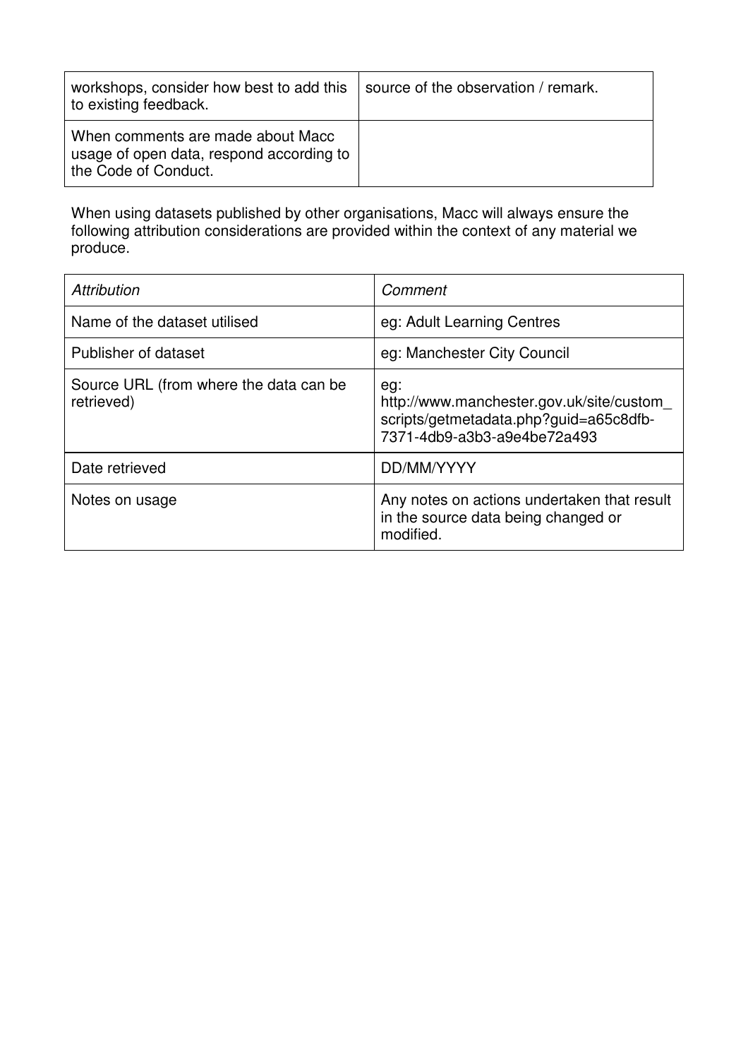| workshops, consider how best to add this to existing feedback. | source of the observation / remark. |
|---|---|
| When comments are made about Macc usage of open data, respond according to the Code of Conduct. | |

When using datasets published by other organisations, Macc will always ensure the following attribution considerations are provided within the context of any material we produce.

| *Attribution* | *Comment* |
|---|---|
| Name of the dataset utilised | eg: Adult Learning Centres |
| Publisher of dataset | eg: Manchester City Council |
| Source URL (from where the data can be retrieved) | eg: http://www.manchester.gov.uk/site/custom_scripts/getmetadata.php?guid=a65c8dfb-7371-4db9-a3b3-a9e4be72a493 |
| Date retrieved | DD/MM/YYYY |
| Notes on usage | Any notes on actions undertaken that result in the source data being changed or modified. |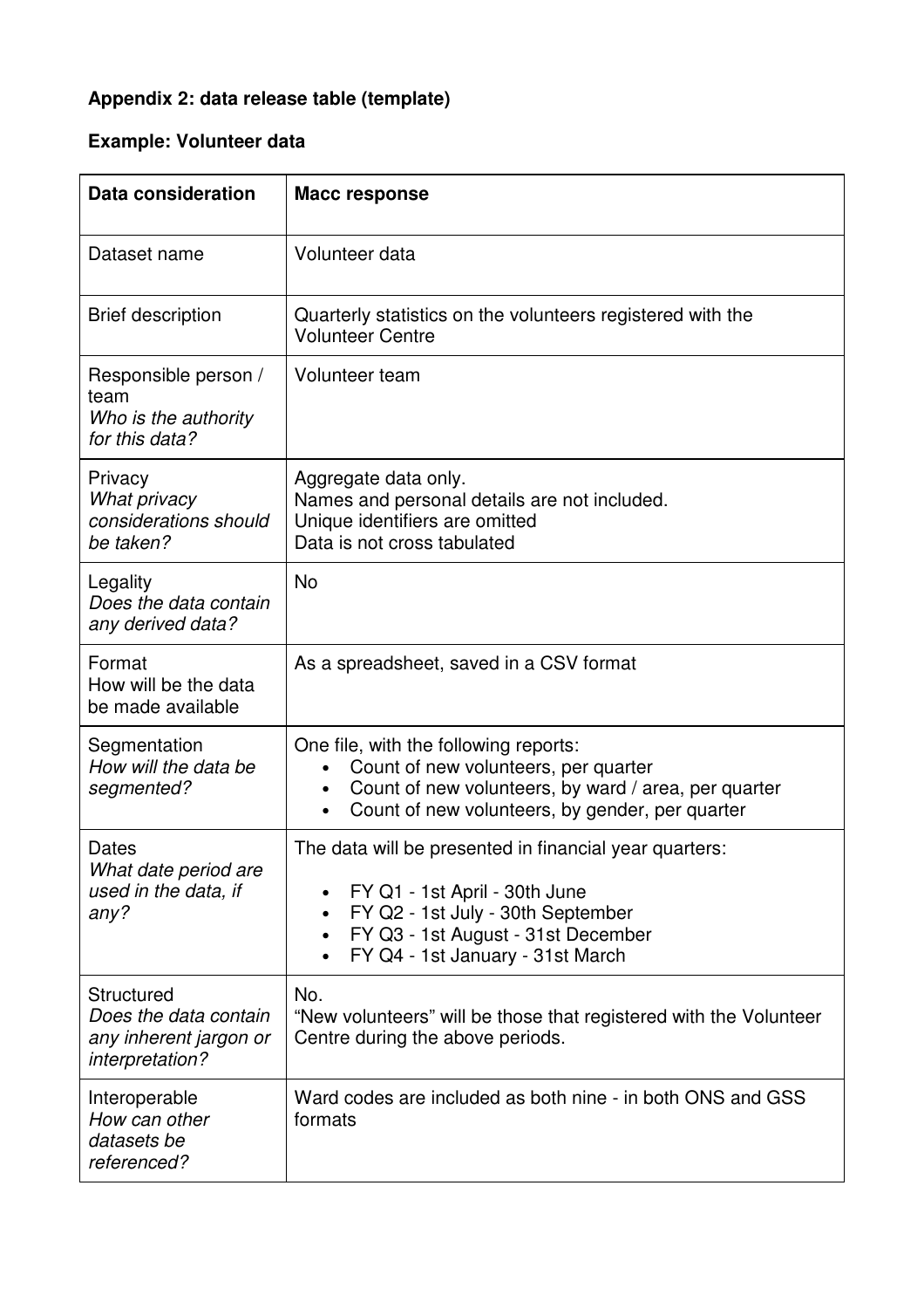**Appendix 2: data release table (template)**

**Example: Volunteer data**

| **Data consideration** | **Macc response** |
|---|---|
| Dataset name | Volunteer data |
| Brief description | Quarterly statistics on the volunteers registered with the Volunteer Centre |
| Responsible person / team<br>*Who is the authority for this data?* | Volunteer team |
| Privacy<br>*What privacy considerations should be taken?* | Aggregate data only.<br>Names and personal details are not included.<br>Unique identifiers are omitted<br>Data is not cross tabulated |
| Legality<br>*Does the data contain any derived data?* | No |
| Format<br>How will be the data be made available | As a spreadsheet, saved in a CSV format |
| Segmentation<br>*How will the data be segmented?* | One file, with the following reports:<br>• Count of new volunteers, per quarter<br>• Count of new volunteers, by ward / area, per quarter<br>• Count of new volunteers, by gender, per quarter |
| Dates<br>*What date period are used in the data, if any?* | The data will be presented in financial year quarters:<br>• FY Q1 - 1st April - 30th June<br>• FY Q2 - 1st July - 30th September<br>• FY Q3 - 1st August - 31st December<br>• FY Q4 - 1st January - 31st March |
| Structured<br>*Does the data contain any inherent jargon or interpretation?* | No.<br>"New volunteers" will be those that registered with the Volunteer Centre during the above periods. |
| Interoperable<br>*How can other datasets be referenced?* | Ward codes are included as both nine - in both ONS and GSS formats |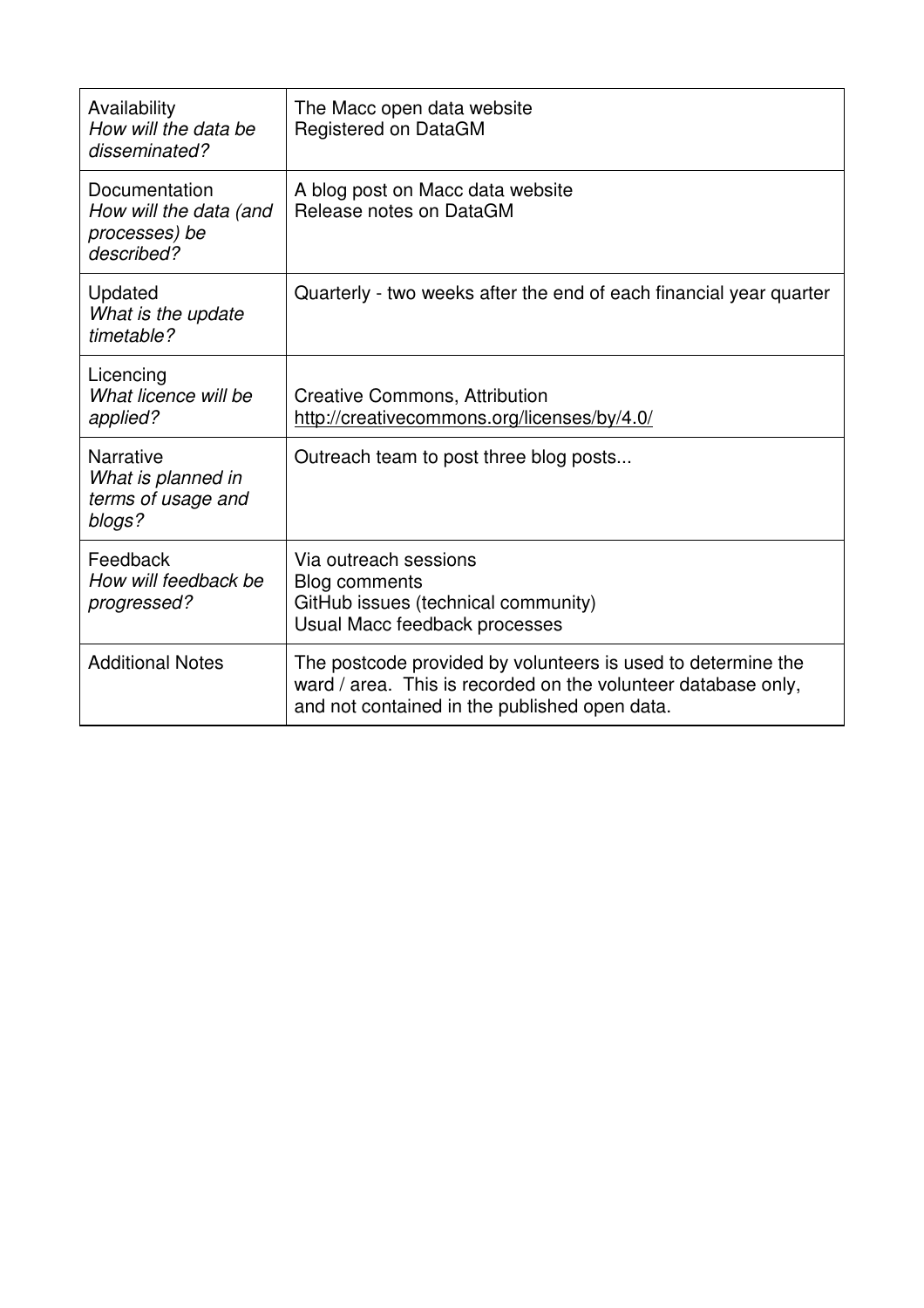| | |
|---|---|
| Availability<br>*How will the data be disseminated?* | The Macc open data website<br>Registered on DataGM |
| Documentation<br>*How will the data (and processes) be described?* | A blog post on Macc data website<br>Release notes on DataGM |
| Updated<br>*What is the update timetable?* | Quarterly - two weeks after the end of each financial year quarter |
| Licencing<br>*What licence will be applied?* | Creative Commons, Attribution<br>http://creativecommons.org/licenses/by/4.0/ |
| Narrative<br>*What is planned in terms of usage and blogs?* | Outreach team to post three blog posts... |
| Feedback<br>*How will feedback be progressed?* | Via outreach sessions<br>Blog comments<br>GitHub issues (technical community)<br>Usual Macc feedback processes |
| Additional Notes | The postcode provided by volunteers is used to determine the ward / area. This is recorded on the volunteer database only, and not contained in the published open data. |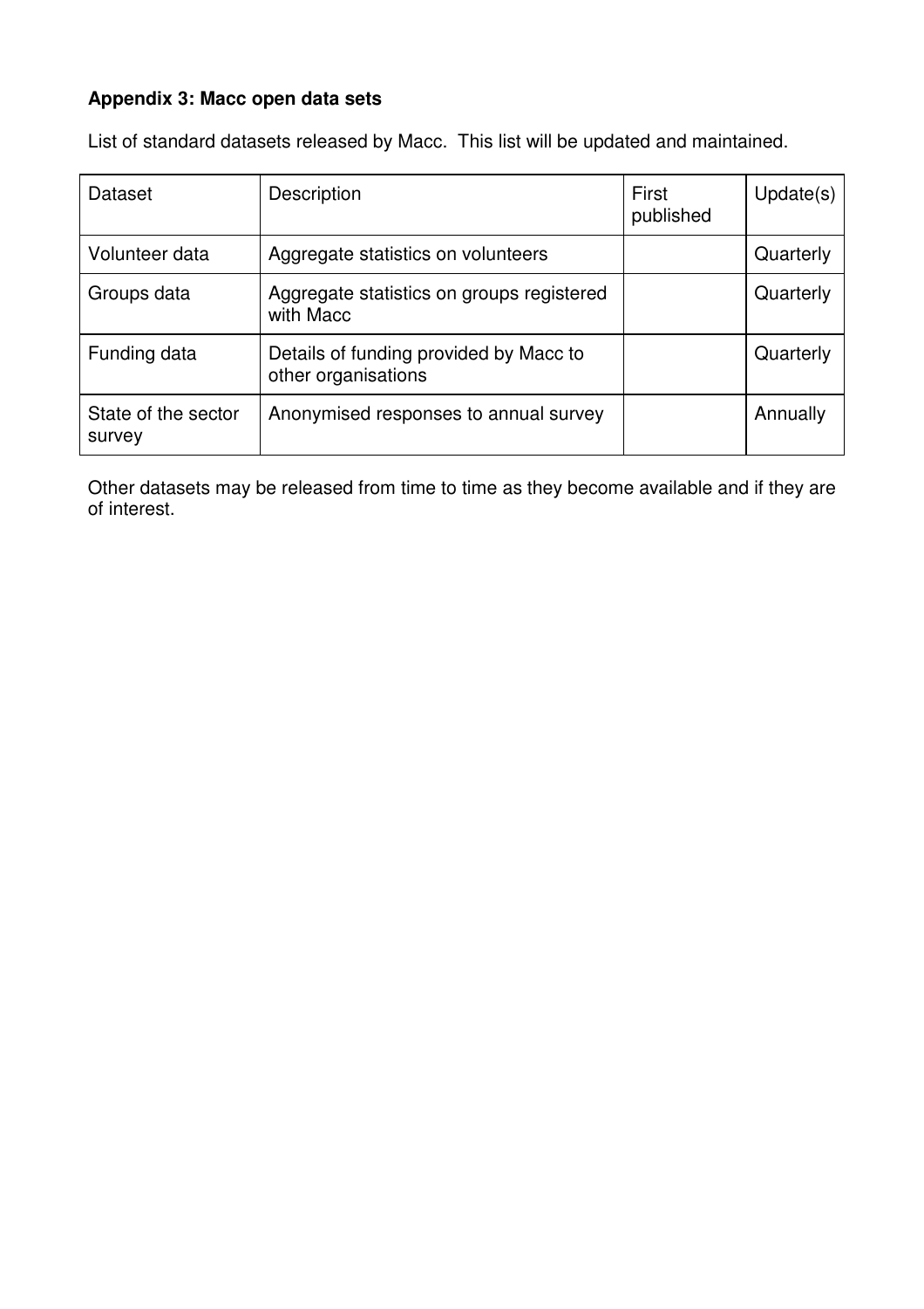**Appendix 3: Macc open data sets**

List of standard datasets released by Macc.  This list will be updated and maintained.

| Dataset | Description | First published | Update(s) |
|---|---|---|---|
| Volunteer data | Aggregate statistics on volunteers | | Quarterly |
| Groups data | Aggregate statistics on groups registered with Macc | | Quarterly |
| Funding data | Details of funding provided by Macc to other organisations | | Quarterly |
| State of the sector survey | Anonymised responses to annual survey | | Annually |

Other datasets may be released from time to time as they become available and if they are of interest.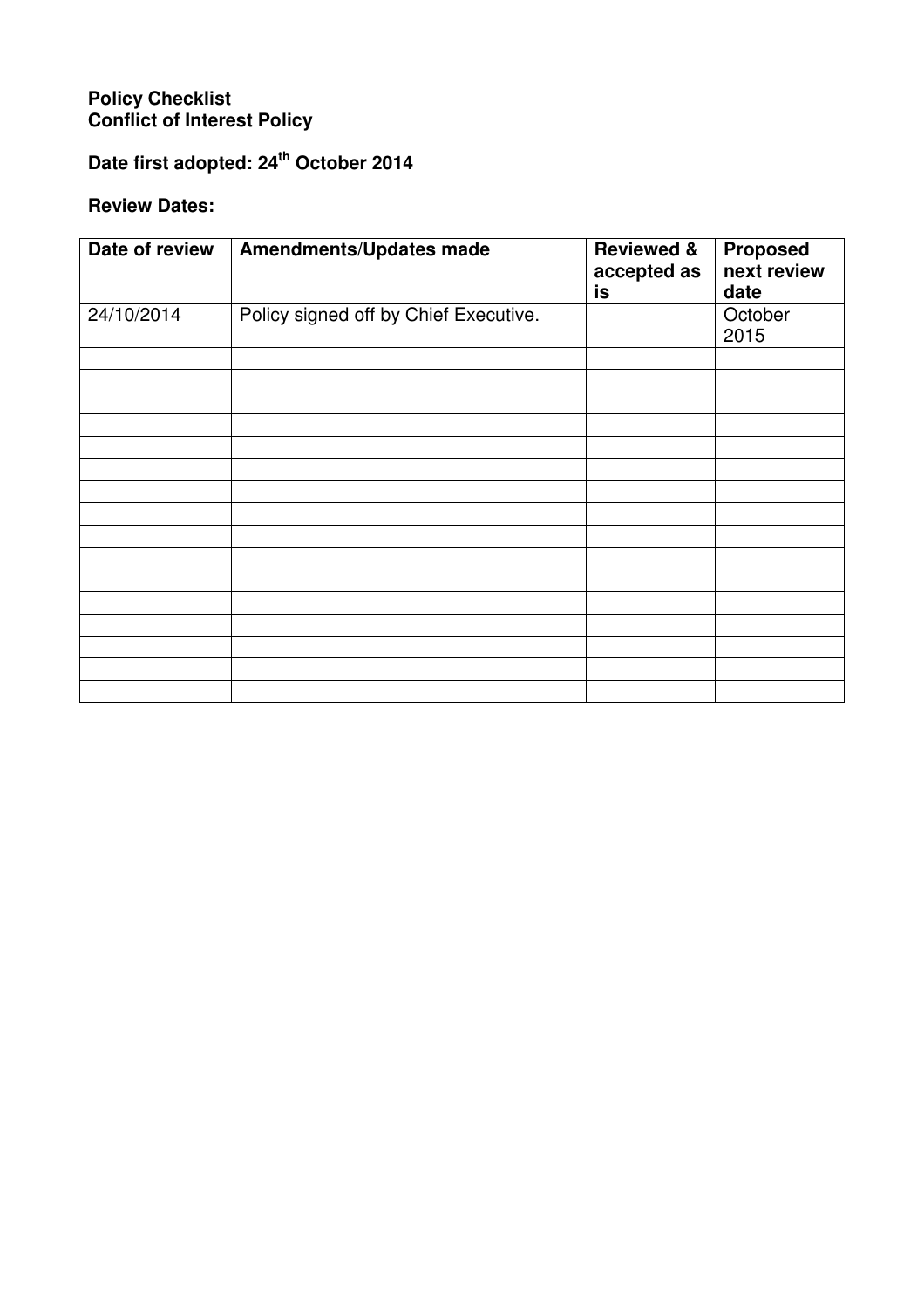**Policy Checklist**
**Conflict of Interest Policy**

**Date first adopted: 24th October 2014**

**Review Dates:**

| Date of review | Amendments/Updates made | Reviewed & accepted as is | Proposed next review date |
|---|---|---|---|
| 24/10/2014 | Policy signed off by Chief Executive. | | October 2015 |
| | | | |
| | | | |
| | | | |
| | | | |
| | | | |
| | | | |
| | | | |
| | | | |
| | | | |
| | | | |
| | | | |
| | | | |
| | | | |
| | | | |
| | | | |
| | | | |